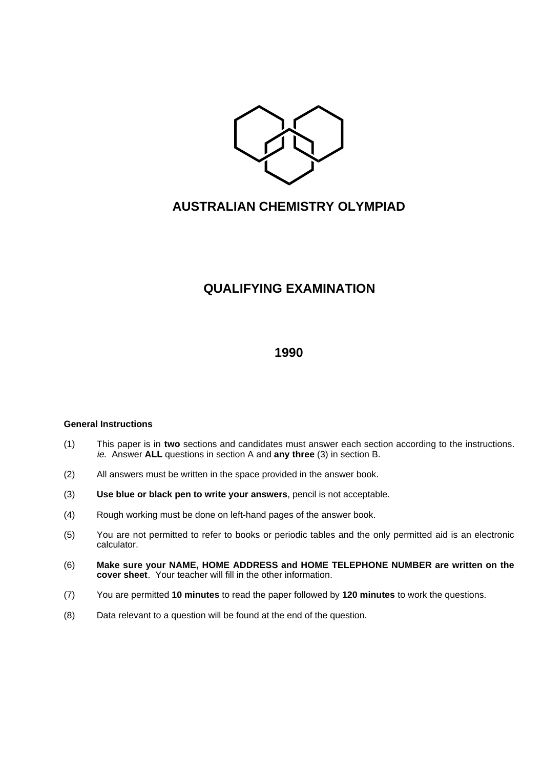# AUSTRALIAN CHEMISTRY OLYMPIAD

## QUALIFYING EXAMINATION

## 1990

**General Instructions**

(1) This paper is in **two** sections and candidates must answer each section according to the instructions. *ie.* Answer **ALL** questions in section A and **any three** (3) in section B.

(2) All answers must be written in the space provided in the answer book.

(3) **Use blue or black pen to write your answers**, pencil is not acceptable.

(4) Rough working must be done on left-hand pages of the answer book.

(5) You are not permitted to refer to books or periodic tables and the only permitted aid is an electronic calculator.

(6) **Make sure your NAME, HOME ADDRESS and HOME TELEPHONE NUMBER are written on the cover sheet**. Your teacher will fill in the other information.

(7) You are permitted **10 minutes** to read the paper followed by **120 minutes** to work the questions.

(8) Data relevant to a question will be found at the end of the question.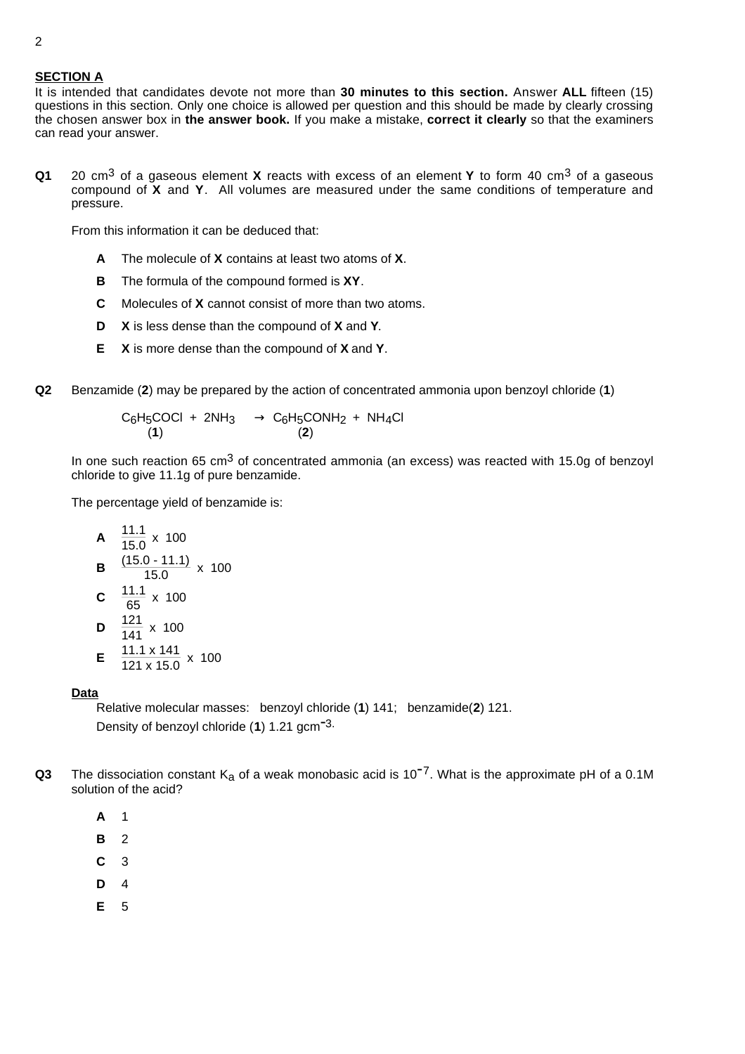### SECTION A

It is intended that candidates devote not more than **30 minutes to this section.** Answer **ALL** fifteen (15) questions in this section. Only one choice is allowed per question and this should be made by clearly crossing the chosen answer box in **the answer book.** If you make a mistake, **correct it clearly** so that the examiners can read your answer.

**Q1** 20 $cm^3$ of a gaseous element **X** reacts with excess of an element **Y** to form 40 $cm^3$ of a gaseous compound of **X** and **Y**. All volumes are measured under the same conditions of temperature and pressure.

From this information it can be deduced that:

- **A** The molecule of **X** contains at least two atoms of **X**.
- **B** The formula of the compound formed is **XY**.
- **C** Molecules of **X** cannot consist of more than two atoms.
- **D** **X** is less dense than the compound of **X** and **Y**.
- **E** **X** is more dense than the compound of **X** and **Y**.

**Q2** Benzamide (**2**) may be prepared by the action of concentrated ammonia upon benzoyl chloride (**1**)

$$\underset{(\mathbf{1})}{C_6H_5COCl} + 2NH_3 \rightarrow \underset{(\mathbf{2})}{C_6H_5CONH_2} + NH_4Cl$$

In one such reaction 65 $cm^3$ of concentrated ammonia (an excess) was reacted with 15.0g of benzoyl chloride to give 11.1g of pure benzamide.

The percentage yield of benzamide is:

- **A** $\frac{11.1}{15.0} \times 100$
- **B** $\frac{(15.0 - 11.1)}{15.0} \times 100$
- **C** $\frac{11.1}{65} \times 100$
- **D** $\frac{121}{141} \times 100$
- **E** $\frac{11.1 \times 141}{121 \times 15.0} \times 100$

**Data**

Relative molecular masses: benzoyl chloride (**1**) 141; benzamide(**2**) 121.

Density of benzoyl chloride (**1**) 1.21 $gcm^{-3}$.

**Q3** The dissociation constant $K_a$ of a weak monobasic acid is $10^{-7}$. What is the approximate pH of a 0.1M solution of the acid?

- **A** 1
- **B** 2
- **C** 3
- **D** 4
- **E** 5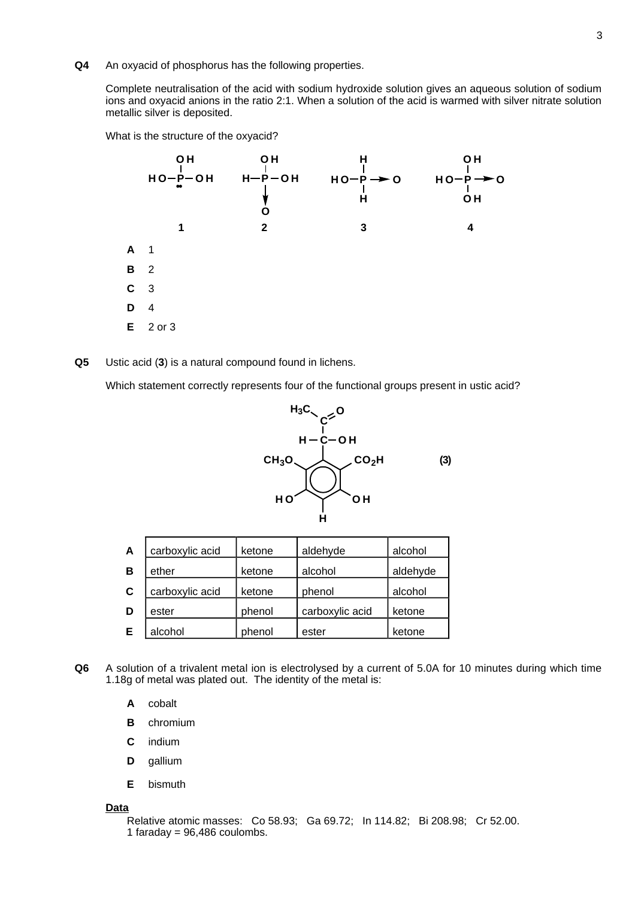**Q4** An oxyacid of phosphorus has the following properties.

Complete neutralisation of the acid with sodium hydroxide solution gives an aqueous solution of sodium ions and oxyacid anions in the ratio 2:1. When a solution of the acid is warmed with silver nitrate solution metallic silver is deposited.

What is the structure of the oxyacid?

```
    OH            OH             H               OH
    |             |              |               |
HO—P—OH       H—P—OH       HO—P ──► O      HO—P ──► O
    ••            |              |               |
                  ▼              H               OH
                  O

    1             2              3               4
```

**A** 1

**B** 2

**C** 3

**D** 4

**E** 2 or 3

**Q5** Ustic acid (**3**) is a natural compound found in lichens.

Which statement correctly represents four of the functional groups present in ustic acid?

```
              H3C
                 \
                  C=O
                  |
              H — C — OH
                  |
      CH3O        |        CO2H
          \      / \      /
           [ benzene ring ]            (3)
          /      \ /      \
       HO         |        OH
                  H
```

| | | | | |
|---|---|---|---|---|
| **A** | carboxylic acid | ketone | aldehyde | alcohol |
| **B** | ether | ketone | alcohol | aldehyde |
| **C** | carboxylic acid | ketone | phenol | alcohol |
| **D** | ester | phenol | carboxylic acid | ketone |
| **E** | alcohol | phenol | ester | ketone |

**Q6** A solution of a trivalent metal ion is electrolysed by a current of 5.0A for 10 minutes during which time 1.18g of metal was plated out. The identity of the metal is:

**A** cobalt

**B** chromium

**C** indium

**D** gallium

**E** bismuth

**Data**

Relative atomic masses: Co 58.93; Ga 69.72; In 114.82; Bi 208.98; Cr 52.00.
1 faraday = 96,486 coulombs.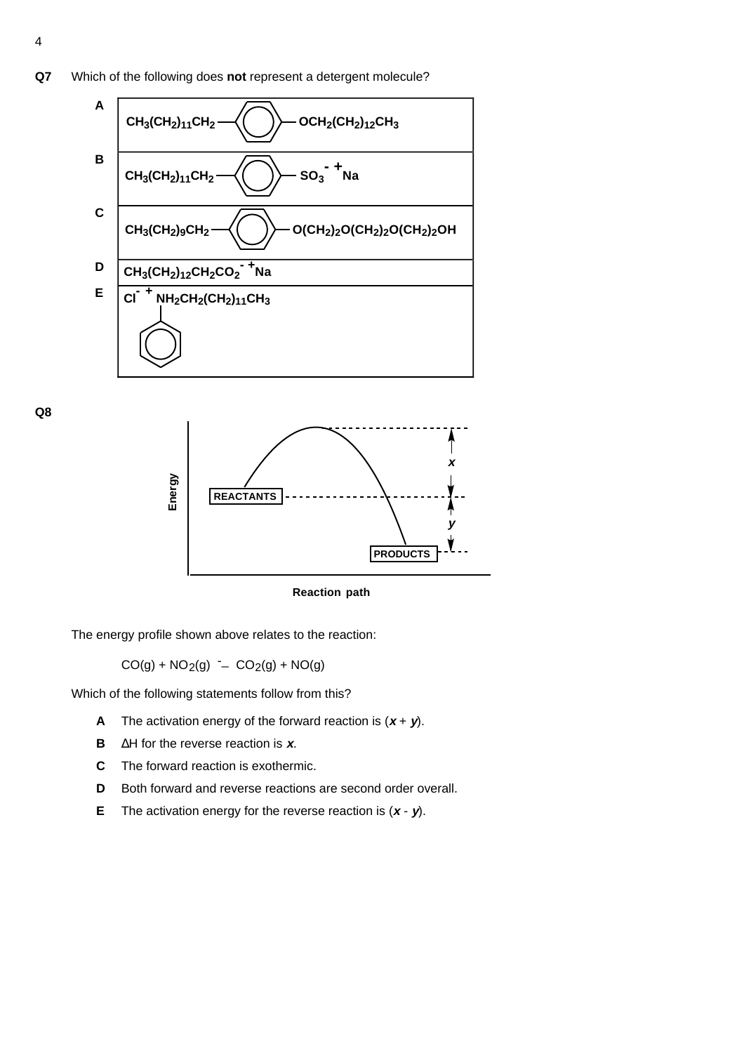**Q7** Which of the following does **not** represent a detergent molecule?

| | |
|---|---|
| **A** | $CH_3(CH_2)_{11}CH_2$—(benzene ring)—$OCH_2(CH_2)_{12}CH_3$ |
| **B** | $CH_3(CH_2)_{11}CH_2$—(benzene ring)—$SO_3^-\ ^+Na$ |
| **C** | $CH_3(CH_2)_9CH_2$—(benzene ring)—$O(CH_2)_2O(CH_2)_2O(CH_2)_2OH$ |
| **D** | $CH_3(CH_2)_{12}CH_2CO_2^-\ ^+Na$ |
| **E** | $Cl^-\ ^+NH_2CH_2(CH_2)_{11}CH_3$ with a benzene ring attached to N |

**Q8**

Energy

REACTANTS

PRODUCTS

$x$

$y$

Reaction path

The energy profile shown above relates to the reaction:

$$CO(g) + NO_2(g) \rightarrow CO_2(g) + NO(g)$$

Which of the following statements follow from this?

- **A** The activation energy of the forward reaction is ($\boldsymbol{x} + \boldsymbol{y}$).
- **B** $\Delta H$ for the reverse reaction is $\boldsymbol{x}$.
- **C** The forward reaction is exothermic.
- **D** Both forward and reverse reactions are second order overall.
- **E** The activation energy for the reverse reaction is ($\boldsymbol{x} - \boldsymbol{y}$).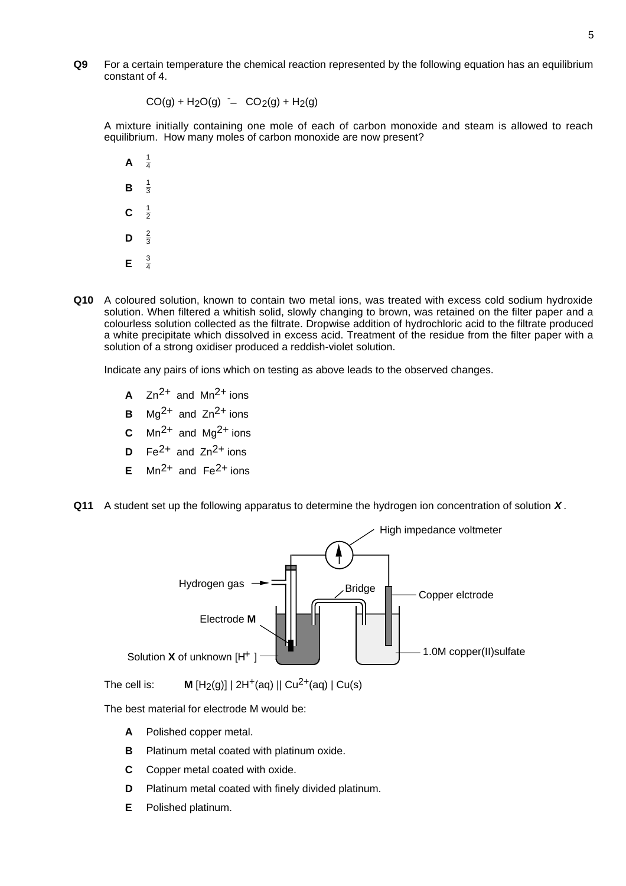**Q9** For a certain temperature the chemical reaction represented by the following equation has an equilibrium constant of 4.

$$CO(g) + H_2O(g) \rightleftharpoons CO_2(g) + H_2(g)$$

A mixture initially containing one mole of each of carbon monoxide and steam is allowed to reach equilibrium. How many moles of carbon monoxide are now present?

- **A** $\frac{1}{4}$
- **B** $\frac{1}{3}$
- **C** $\frac{1}{2}$
- **D** $\frac{2}{3}$
- **E** $\frac{3}{4}$

**Q10** A coloured solution, known to contain two metal ions, was treated with excess cold sodium hydroxide solution. When filtered a whitish solid, slowly changing to brown, was retained on the filter paper and a colourless solution collected as the filtrate. Dropwise addition of hydrochloric acid to the filtrate produced a white precipitate which dissolved in excess acid. Treatment of the residue from the filter paper with a solution of a strong oxidiser produced a reddish-violet solution.

Indicate any pairs of ions which on testing as above leads to the observed changes.

- **A** $Zn^{2+}$ and $Mn^{2+}$ ions
- **B** $Mg^{2+}$ and $Zn^{2+}$ ions
- **C** $Mn^{2+}$ and $Mg^{2+}$ ions
- **D** $Fe^{2+}$ and $Zn^{2+}$ ions
- **E** $Mn^{2+}$ and $Fe^{2+}$ ions

**Q11** A student set up the following apparatus to determine the hydrogen ion concentration of solution ***X***.

High impedance voltmeter

Hydrogen gas

Bridge

Copper elctrode

Electrode **M**

Solution **X** of unknown [$H^+$]

1.0M copper(II)sulfate

The cell is: **M** [$H_2$(g)] | $2H^+$(aq) || $Cu^{2+}$(aq) | Cu(s)

The best material for electrode M would be:

- **A** Polished copper metal.
- **B** Platinum metal coated with platinum oxide.
- **C** Copper metal coated with oxide.
- **D** Platinum metal coated with finely divided platinum.
- **E** Polished platinum.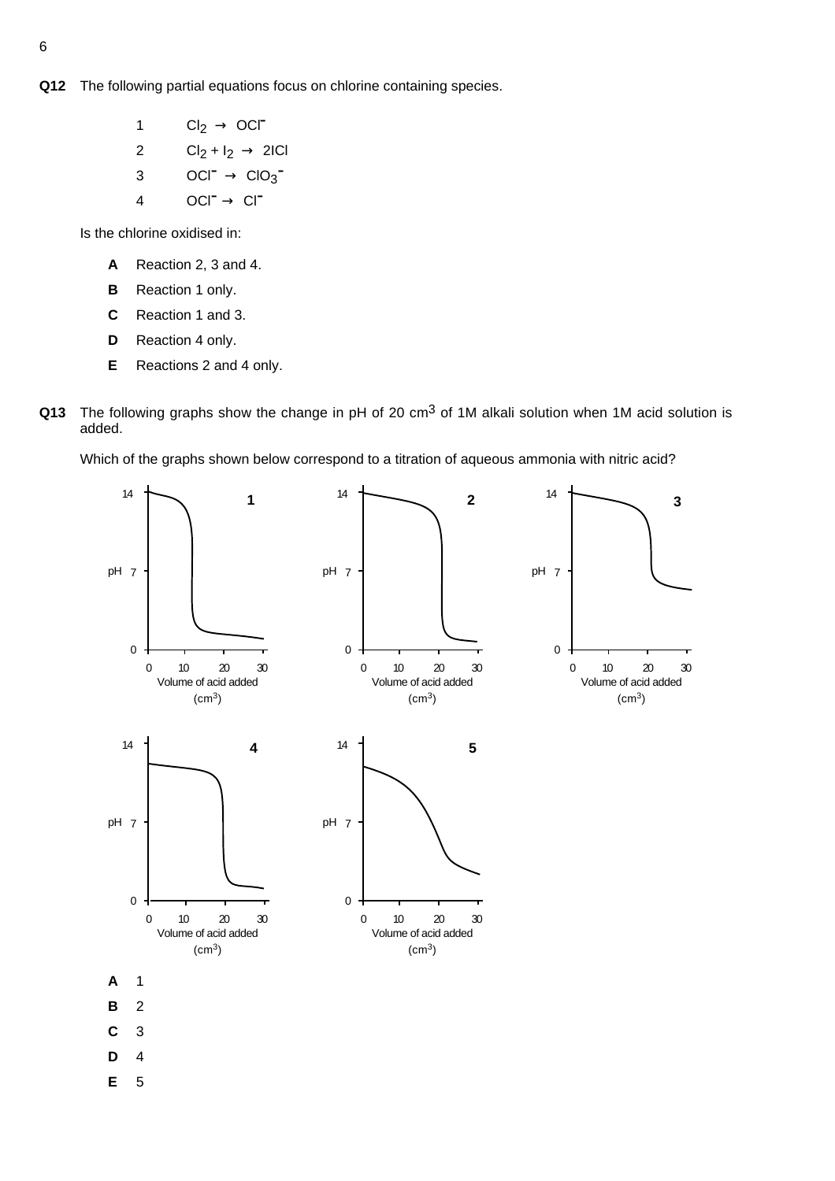**Q12** The following partial equations focus on chlorine containing species.

1 $Cl_2 \rightarrow OCl^-$

2 $Cl_2 + I_2 \rightarrow 2ICl$

3 $OCl^- \rightarrow ClO_3^-$

4 $OCl^- \rightarrow Cl^-$

Is the chlorine oxidised in:

**A** Reaction 2, 3 and 4.

**B** Reaction 1 only.

**C** Reaction 1 and 3.

**D** Reaction 4 only.

**E** Reactions 2 and 4 only.

**Q13** The following graphs show the change in pH of 20 $cm^3$ of 1M alkali solution when 1M acid solution is added.

Which of the graphs shown below correspond to a titration of aqueous ammonia with nitric acid?

**A** 1

**B** 2

**C** 3

**D** 4

**E** 5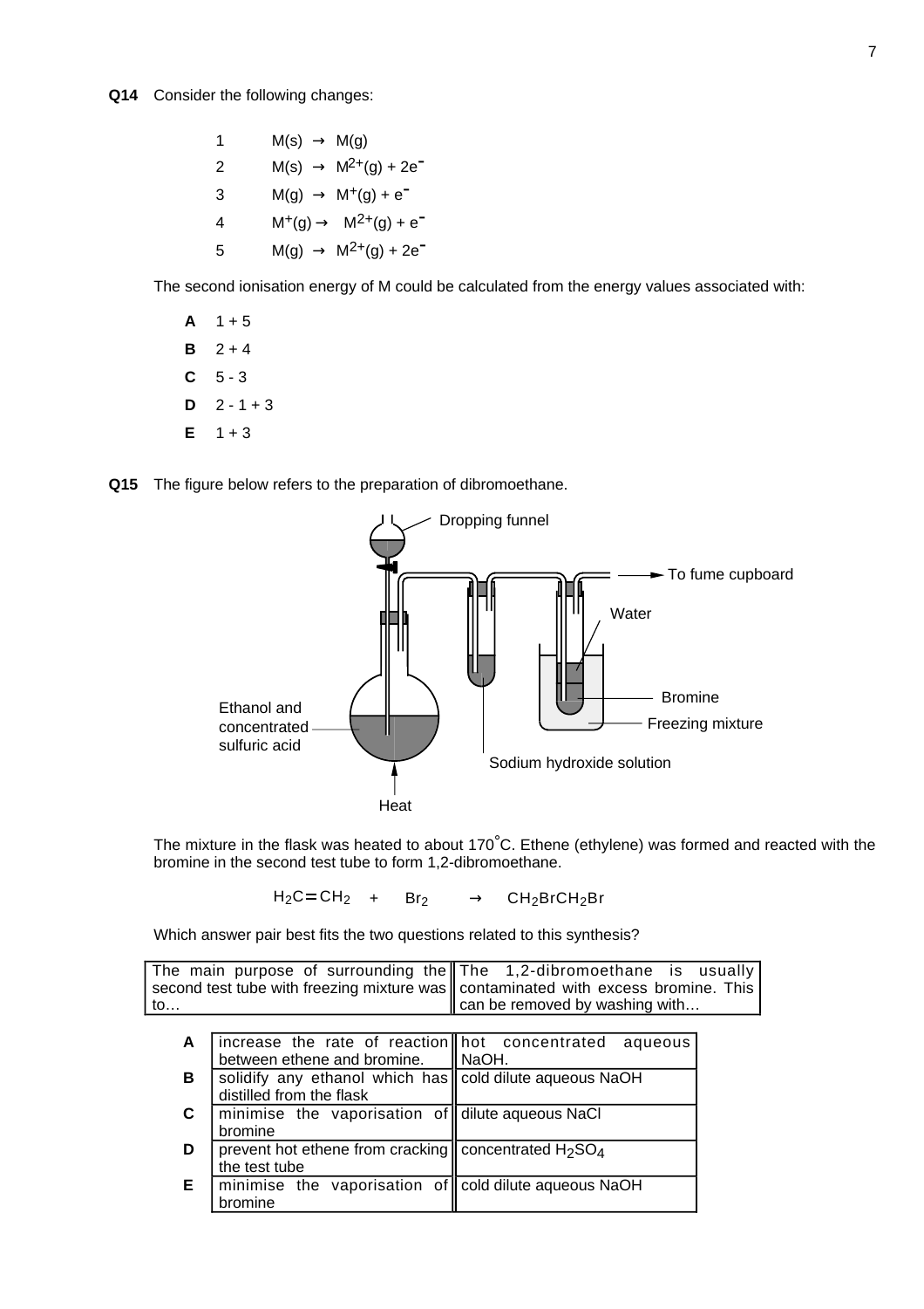**Q14** Consider the following changes:

| | |
|---|---|
| 1 | $M(s) \rightarrow M(g)$ |
| 2 | $M(s) \rightarrow M^{2+}(g) + 2e^-$ |
| 3 | $M(g) \rightarrow M^+(g) + e^-$ |
| 4 | $M^+(g) \rightarrow M^{2+}(g) + e^-$ |
| 5 | $M(g) \rightarrow M^{2+}(g) + 2e^-$ |

The second ionisation energy of M could be calculated from the energy values associated with:

- **A** 1 + 5
- **B** 2 + 4
- **C** 5 - 3
- **D** 2 - 1 + 3
- **E** 1 + 3

**Q15** The figure below refers to the preparation of dibromoethane.

Dropping funnel
To fume cupboard
Water
Bromine
Freezing mixture
Ethanol and concentrated sulfuric acid
Sodium hydroxide solution
Heat

The mixture in the flask was heated to about 170°C. Ethene (ethylene) was formed and reacted with the bromine in the second test tube to form 1,2-dibromoethane.

$$H_2C{=}CH_2 \; + \; Br_2 \; \rightarrow \; CH_2BrCH_2Br$$

Which answer pair best fits the two questions related to this synthesis?

| | The main purpose of surrounding the second test tube with freezing mixture was to… | The 1,2-dibromoethane is usually contaminated with excess bromine. This can be removed by washing with… |
|---|---|---|
| **A** | increase the rate of reaction between ethene and bromine. | hot concentrated aqueous NaOH. |
| **B** | solidify any ethanol which has distilled from the flask | cold dilute aqueous NaOH |
| **C** | minimise the vaporisation of bromine | dilute aqueous NaCl |
| **D** | prevent hot ethene from cracking the test tube | concentrated $H_2SO_4$ |
| **E** | minimise the vaporisation of bromine | cold dilute aqueous NaOH |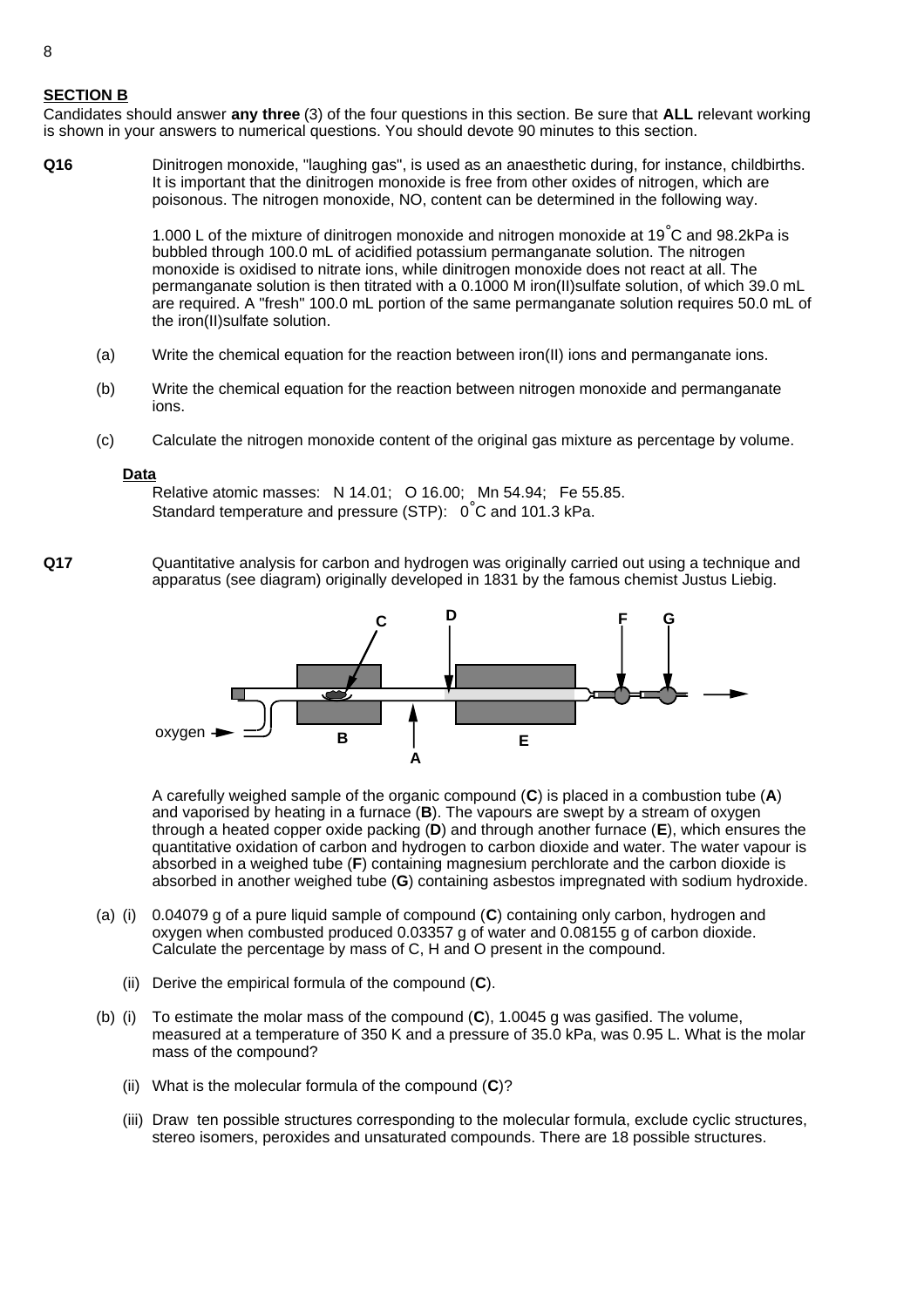## SECTION B

Candidates should answer **any three** (3) of the four questions in this section. Be sure that **ALL** relevant working is shown in your answers to numerical questions. You should devote 90 minutes to this section.

**Q16** Dinitrogen monoxide, "laughing gas", is used as an anaesthetic during, for instance, childbirths. It is important that the dinitrogen monoxide is free from other oxides of nitrogen, which are poisonous. The nitrogen monoxide, NO, content can be determined in the following way.

1.000 L of the mixture of dinitrogen monoxide and nitrogen monoxide at 19 °C and 98.2kPa is bubbled through 100.0 mL of acidified potassium permanganate solution. The nitrogen monoxide is oxidised to nitrate ions, while dinitrogen monoxide does not react at all. The permanganate solution is then titrated with a 0.1000 M iron(II)sulfate solution, of which 39.0 mL are required. A "fresh" 100.0 mL portion of the same permanganate solution requires 50.0 mL of the iron(II)sulfate solution.

(a) Write the chemical equation for the reaction between iron(II) ions and permanganate ions.

(b) Write the chemical equation for the reaction between nitrogen monoxide and permanganate ions.

(c) Calculate the nitrogen monoxide content of the original gas mixture as percentage by volume.

**Data**

Relative atomic masses: N 14.01; O 16.00; Mn 54.94; Fe 55.85.

Standard temperature and pressure (STP): 0 °C and 101.3 kPa.

**Q17** Quantitative analysis for carbon and hydrogen was originally carried out using a technique and apparatus (see diagram) originally developed in 1831 by the famous chemist Justus Liebig.

A carefully weighed sample of the organic compound (**C**) is placed in a combustion tube (**A**) and vaporised by heating in a furnace (**B**). The vapours are swept by a stream of oxygen through a heated copper oxide packing (**D**) and through another furnace (**E**), which ensures the quantitative oxidation of carbon and hydrogen to carbon dioxide and water. The water vapour is absorbed in a weighed tube (**F**) containing magnesium perchlorate and the carbon dioxide is absorbed in another weighed tube (**G**) containing asbestos impregnated with sodium hydroxide.

(a) (i) 0.04079 g of a pure liquid sample of compound (**C**) containing only carbon, hydrogen and oxygen when combusted produced 0.03357 g of water and 0.08155 g of carbon dioxide. Calculate the percentage by mass of C, H and O present in the compound.

(ii) Derive the empirical formula of the compound (**C**).

(b) (i) To estimate the molar mass of the compound (**C**), 1.0045 g was gasified. The volume, measured at a temperature of 350 K and a pressure of 35.0 kPa, was 0.95 L. What is the molar mass of the compound?

(ii) What is the molecular formula of the compound (**C**)?

(iii) Draw ten possible structures corresponding to the molecular formula, exclude cyclic structures, stereo isomers, peroxides and unsaturated compounds. There are 18 possible structures.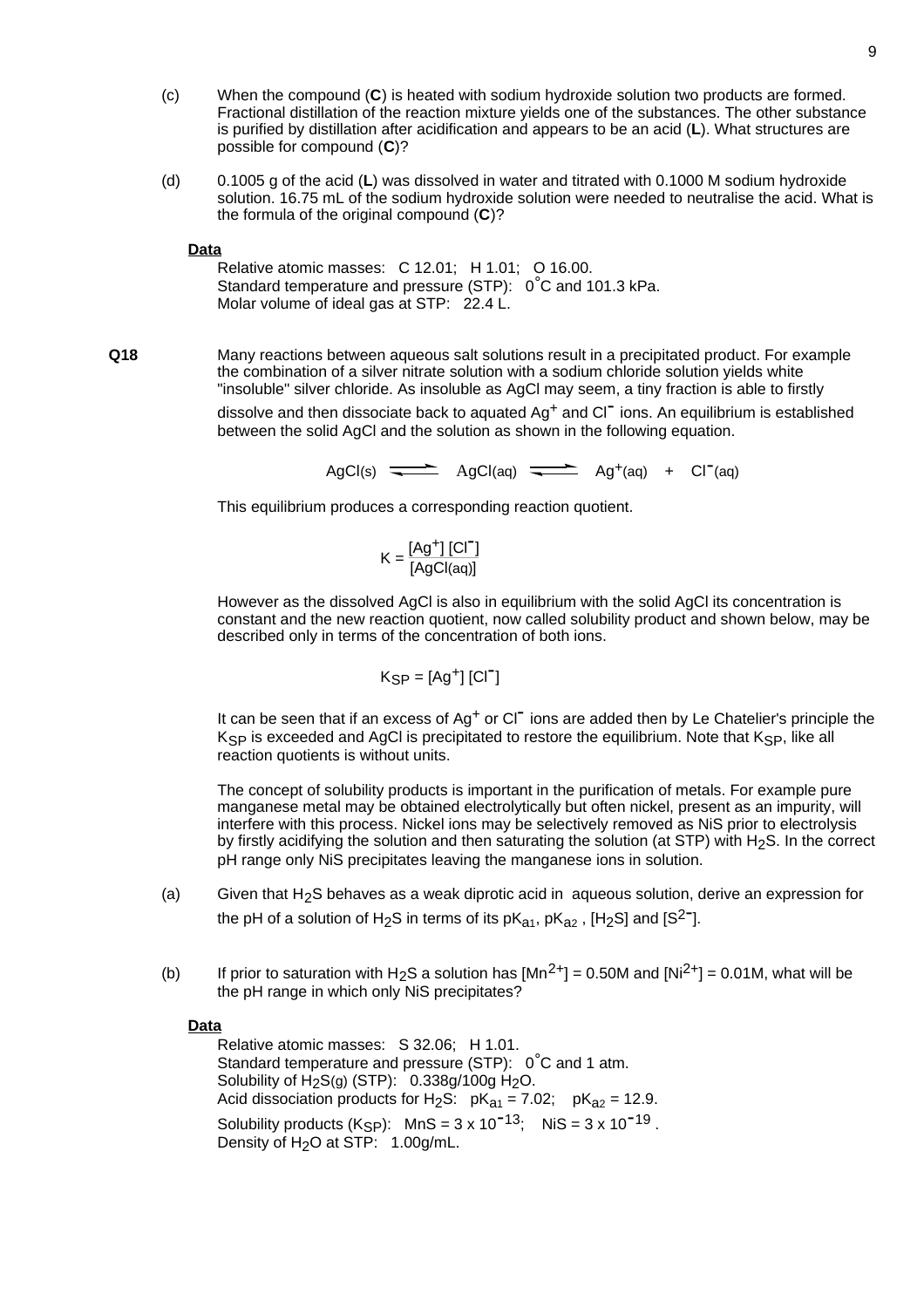(c) When the compound (**C**) is heated with sodium hydroxide solution two products are formed. Fractional distillation of the reaction mixture yields one of the substances. The other substance is purified by distillation after acidification and appears to be an acid (**L**). What structures are possible for compound (**C**)?

(d) 0.1005 g of the acid (**L**) was dissolved in water and titrated with 0.1000 M sodium hydroxide solution. 16.75 mL of the sodium hydroxide solution were needed to neutralise the acid. What is the formula of the original compound (**C**)?

**Data**

Relative atomic masses: C 12.01; H 1.01; O 16.00.
Standard temperature and pressure (STP): 0°C and 101.3 kPa.
Molar volume of ideal gas at STP: 22.4 L.

**Q18** Many reactions between aqueous salt solutions result in a precipitated product. For example the combination of a silver nitrate solution with a sodium chloride solution yields white "insoluble" silver chloride. As insoluble as AgCl may seem, a tiny fraction is able to firstly dissolve and then dissociate back to aquated $Ag^+$ and $Cl^-$ ions. An equilibrium is established between the solid AgCl and the solution as shown in the following equation.

$$AgCl_{(s)} \rightleftharpoons AgCl_{(aq)} \rightleftharpoons Ag^+_{(aq)} + Cl^-_{(aq)}$$

This equilibrium produces a corresponding reaction quotient.

$$K = \frac{[Ag^+]\,[Cl^-]}{[AgCl_{(aq)}]}$$

However as the dissolved AgCl is also in equilibrium with the solid AgCl its concentration is constant and the new reaction quotient, now called solubility product and shown below, may be described only in terms of the concentration of both ions.

$$K_{SP} = [Ag^+]\,[Cl^-]$$

It can be seen that if an excess of $Ag^+$ or $Cl^-$ ions are added then by Le Chatelier's principle the $K_{SP}$ is exceeded and AgCl is precipitated to restore the equilibrium. Note that $K_{SP}$, like all reaction quotients is without units.

The concept of solubility products is important in the purification of metals. For example pure manganese metal may be obtained electrolytically but often nickel, present as an impurity, will interfere with this process. Nickel ions may be selectively removed as NiS prior to electrolysis by firstly acidifying the solution and then saturating the solution (at STP) with $H_2S$. In the correct pH range only NiS precipitates leaving the manganese ions in solution.

(a) Given that $H_2S$ behaves as a weak diprotic acid in aqueous solution, derive an expression for the pH of a solution of $H_2S$ in terms of its $pK_{a1}$, $pK_{a2}$, $[H_2S]$ and $[S^{2-}]$.

(b) If prior to saturation with $H_2S$ a solution has $[Mn^{2+}]$ = 0.50M and $[Ni^{2+}]$ = 0.01M, what will be the pH range in which only NiS precipitates?

**Data**

Relative atomic masses: S 32.06; H 1.01.
Standard temperature and pressure (STP): 0°C and 1 atm.
Solubility of $H_2S_{(g)}$ (STP): 0.338g/100g $H_2O$.
Acid dissociation products for $H_2S$: $pK_{a1}$ = 7.02; $pK_{a2}$ = 12.9.
Solubility products ($K_{SP}$): MnS = $3 \times 10^{-13}$; NiS = $3 \times 10^{-19}$.
Density of $H_2O$ at STP: 1.00g/mL.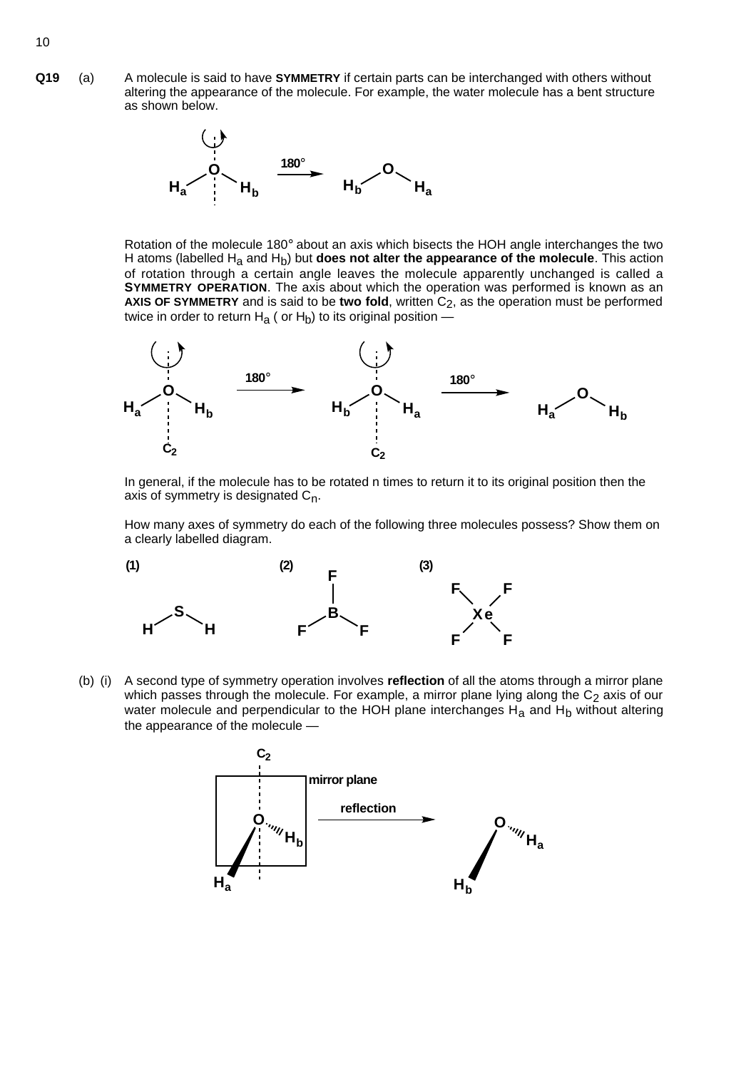**Q19** (a) A molecule is said to have **SYMMETRY** if certain parts can be interchanged with others without altering the appearance of the molecule. For example, the water molecule has a bent structure as shown below.

Rotation of the molecule 180° about an axis which bisects the HOH angle interchanges the two H atoms (labelled $H_a$ and $H_b$) but **does not alter the appearance of the molecule**. This action of rotation through a certain angle leaves the molecule apparently unchanged is called a **SYMMETRY OPERATION**. The axis about which the operation was performed is known as an **AXIS OF SYMMETRY** and is said to be **two fold**, written $C_2$, as the operation must be performed twice in order to return $H_a$ ( or $H_b$) to its original position —

In general, if the molecule has to be rotated n times to return it to its original position then the axis of symmetry is designated $C_n$.

How many axes of symmetry do each of the following three molecules possess? Show them on a clearly labelled diagram.

(1) $H_2S$ (2) $BF_3$ (3) $XeF_4$

(b) (i) A second type of symmetry operation involves **reflection** of all the atoms through a mirror plane which passes through the molecule. For example, a mirror plane lying along the $C_2$ axis of our water molecule and perpendicular to the HOH plane interchanges $H_a$ and $H_b$ without altering the appearance of the molecule —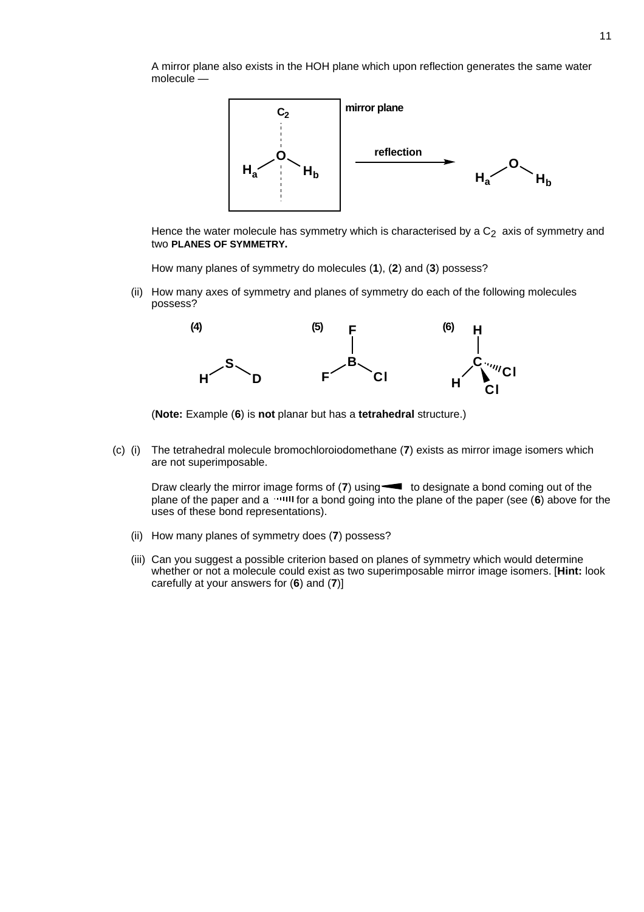A mirror plane also exists in the HOH plane which upon reflection generates the same water molecule —

$C_2$

mirror plane

reflection

$H_a$ O $H_b$

Hence the water molecule has symmetry which is characterised by a $C_2$ axis of symmetry and two **PLANES OF SYMMETRY.**

How many planes of symmetry do molecules (**1**), (**2**) and (**3**) possess?

(ii) How many axes of symmetry and planes of symmetry do each of the following molecules possess?

(4) (5) (6)

(**Note:** Example (**6**) is **not** planar but has a **tetrahedral** structure.)

(c) (i) The tetrahedral molecule bromochloroiodomethane (**7**) exists as mirror image isomers which are not superimposable.

Draw clearly the mirror image forms of (**7**) using ◀ to designate a bond coming out of the plane of the paper and a ···IIII for a bond going into the plane of the paper (see (**6**) above for the uses of these bond representations).

(ii) How many planes of symmetry does (**7**) possess?

(iii) Can you suggest a possible criterion based on planes of symmetry which would determine whether or not a molecule could exist as two superimposable mirror image isomers. [**Hint:** look carefully at your answers for (**6**) and (**7**)]